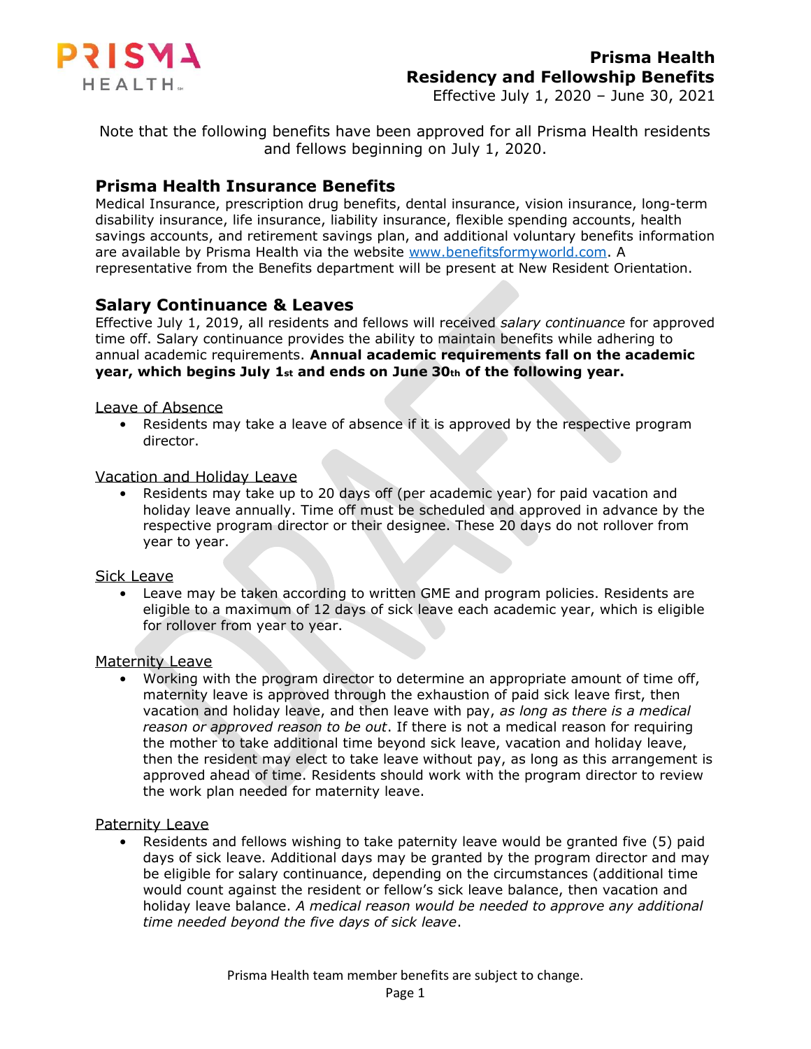# Prisma Health
## Residency and Fellowship Benefits

Effective July 1, 2020 – June 30, 2021

Note that the following benefits have been approved for all Prisma Health residents and fellows beginning on July 1, 2020.

## Prisma Health Insurance Benefits

Medical Insurance, prescription drug benefits, dental insurance, vision insurance, long-term disability insurance, life insurance, liability insurance, flexible spending accounts, health savings accounts, and retirement savings plan, and additional voluntary benefits information are available by Prisma Health via the website www.benefitsformyworld.com. A representative from the Benefits department will be present at New Resident Orientation.

## Salary Continuance & Leaves

Effective July 1, 2019, all residents and fellows will received *salary continuance* for approved time off. Salary continuance provides the ability to maintain benefits while adhering to annual academic requirements. **Annual academic requirements fall on the academic year, which begins July 1st and ends on June 30th of the following year.**

### Leave of Absence

- Residents may take a leave of absence if it is approved by the respective program director.

### Vacation and Holiday Leave

- Residents may take up to 20 days off (per academic year) for paid vacation and holiday leave annually. Time off must be scheduled and approved in advance by the respective program director or their designee. These 20 days do not rollover from year to year.

### Sick Leave

- Leave may be taken according to written GME and program policies. Residents are eligible to a maximum of 12 days of sick leave each academic year, which is eligible for rollover from year to year.

### Maternity Leave

- Working with the program director to determine an appropriate amount of time off, maternity leave is approved through the exhaustion of paid sick leave first, then vacation and holiday leave, and then leave with pay, *as long as there is a medical reason or approved reason to be out*. If there is not a medical reason for requiring the mother to take additional time beyond sick leave, vacation and holiday leave, then the resident may elect to take leave without pay, as long as this arrangement is approved ahead of time. Residents should work with the program director to review the work plan needed for maternity leave.

### Paternity Leave

- Residents and fellows wishing to take paternity leave would be granted five (5) paid days of sick leave. Additional days may be granted by the program director and may be eligible for salary continuance, depending on the circumstances (additional time would count against the resident or fellow's sick leave balance, then vacation and holiday leave balance. *A medical reason would be needed to approve any additional time needed beyond the five days of sick leave*.

Prisma Health team member benefits are subject to change.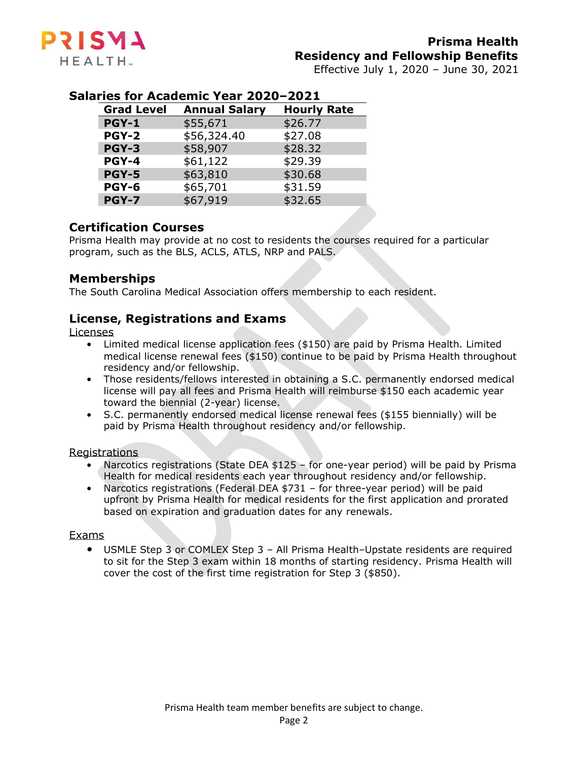## Prisma Health Residency and Fellowship Benefits

Effective July 1, 2020 – June 30, 2021

### Salaries for Academic Year 2020–2021

| Grad Level | Annual Salary | Hourly Rate |
|---|---|---|
| **PGY-1** | $55,671 | $26.77 |
| **PGY-2** | $56,324.40 | $27.08 |
| **PGY-3** | $58,907 | $28.32 |
| **PGY-4** | $61,122 | $29.39 |
| **PGY-5** | $63,810 | $30.68 |
| **PGY-6** | $65,701 | $31.59 |
| **PGY-7** | $67,919 | $32.65 |

### Certification Courses

Prisma Health may provide at no cost to residents the courses required for a particular program, such as the BLS, ACLS, ATLS, NRP and PALS.

### Memberships

The South Carolina Medical Association offers membership to each resident.

### License, Registrations and Exams

Licenses

- Limited medical license application fees ($150) are paid by Prisma Health. Limited medical license renewal fees ($150) continue to be paid by Prisma Health throughout residency and/or fellowship.
- Those residents/fellows interested in obtaining a S.C. permanently endorsed medical license will pay all fees and Prisma Health will reimburse $150 each academic year toward the biennial (2-year) license.
- S.C. permanently endorsed medical license renewal fees ($155 biennially) will be paid by Prisma Health throughout residency and/or fellowship.

Registrations

- Narcotics registrations (State DEA $125 – for one-year period) will be paid by Prisma Health for medical residents each year throughout residency and/or fellowship.
- Narcotics registrations (Federal DEA $731 – for three-year period) will be paid upfront by Prisma Health for medical residents for the first application and prorated based on expiration and graduation dates for any renewals.

Exams

- USMLE Step 3 or COMLEX Step 3 – All Prisma Health–Upstate residents are required to sit for the Step 3 exam within 18 months of starting residency. Prisma Health will cover the cost of the first time registration for Step 3 ($850).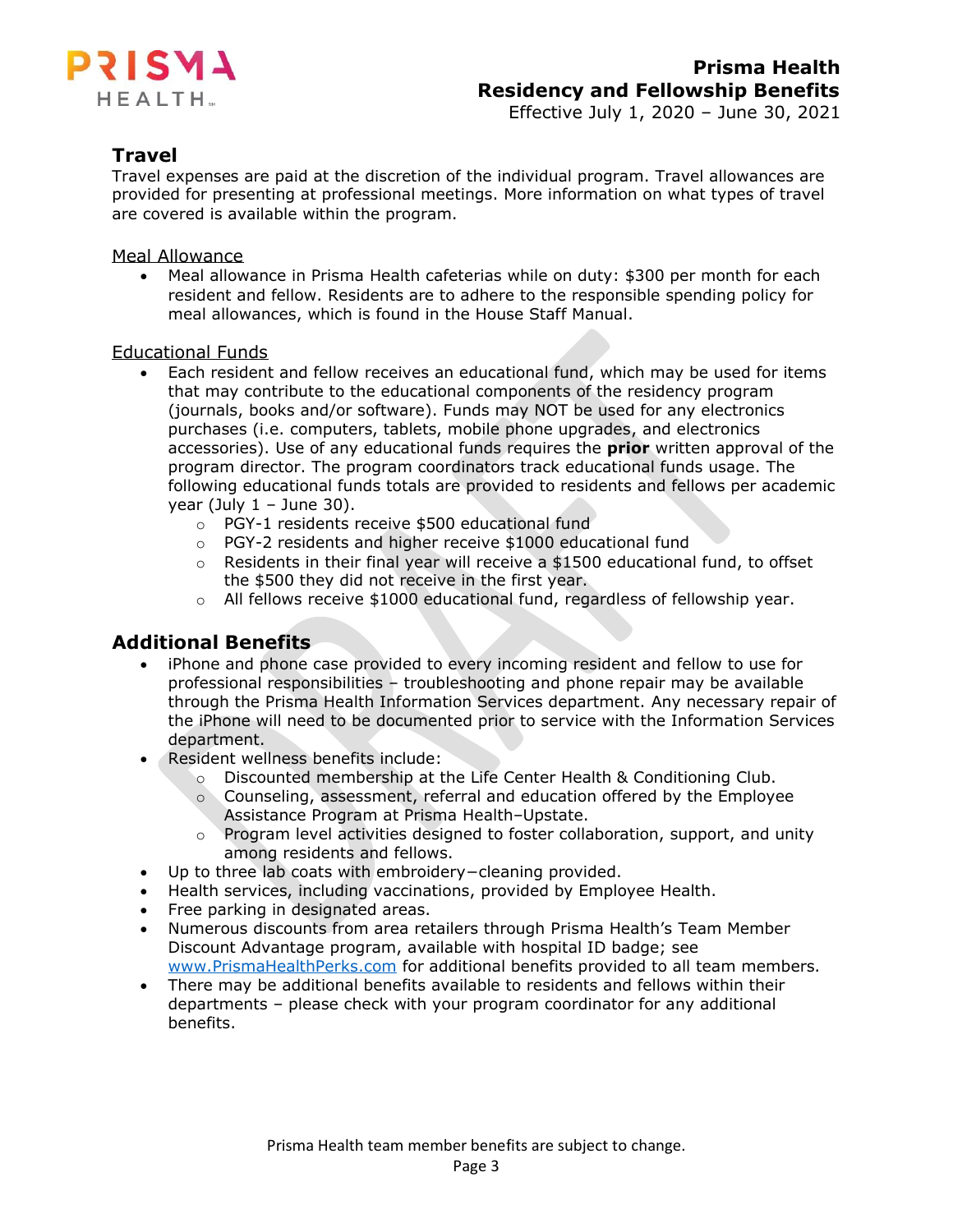## Travel

Travel expenses are paid at the discretion of the individual program. Travel allowances are provided for presenting at professional meetings. More information on what types of travel are covered is available within the program.

### Meal Allowance

- Meal allowance in Prisma Health cafeterias while on duty: $300 per month for each resident and fellow. Residents are to adhere to the responsible spending policy for meal allowances, which is found in the House Staff Manual.

### Educational Funds

- Each resident and fellow receives an educational fund, which may be used for items that may contribute to the educational components of the residency program (journals, books and/or software). Funds may NOT be used for any electronics purchases (i.e. computers, tablets, mobile phone upgrades, and electronics accessories). Use of any educational funds requires the **prior** written approval of the program director. The program coordinators track educational funds usage. The following educational funds totals are provided to residents and fellows per academic year (July 1 – June 30).
  - PGY-1 residents receive $500 educational fund
  - PGY-2 residents and higher receive $1000 educational fund
  - Residents in their final year will receive a $1500 educational fund, to offset the $500 they did not receive in the first year.
  - All fellows receive $1000 educational fund, regardless of fellowship year.

## Additional Benefits

- iPhone and phone case provided to every incoming resident and fellow to use for professional responsibilities – troubleshooting and phone repair may be available through the Prisma Health Information Services department. Any necessary repair of the iPhone will need to be documented prior to service with the Information Services department.
- Resident wellness benefits include:
  - Discounted membership at the Life Center Health & Conditioning Club.
  - Counseling, assessment, referral and education offered by the Employee Assistance Program at Prisma Health–Upstate.
  - Program level activities designed to foster collaboration, support, and unity among residents and fellows.
- Up to three lab coats with embroidery−cleaning provided.
- Health services, including vaccinations, provided by Employee Health.
- Free parking in designated areas.
- Numerous discounts from area retailers through Prisma Health's Team Member Discount Advantage program, available with hospital ID badge; see www.PrismaHealthPerks.com for additional benefits provided to all team members.
- There may be additional benefits available to residents and fellows within their departments – please check with your program coordinator for any additional benefits.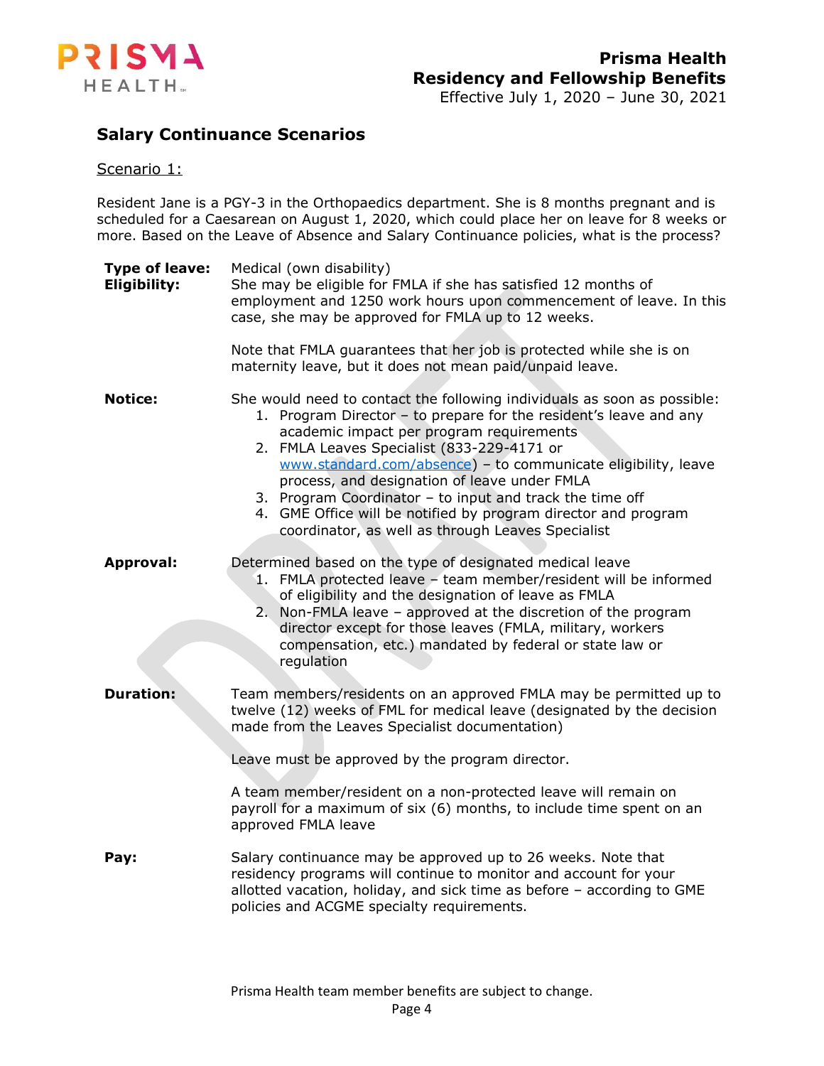## Salary Continuance Scenarios

Scenario 1:

Resident Jane is a PGY-3 in the Orthopaedics department. She is 8 months pregnant and is scheduled for a Caesarean on August 1, 2020, which could place her on leave for 8 weeks or more. Based on the Leave of Absence and Salary Continuance policies, what is the process?

**Type of leave:** Medical (own disability)

**Eligibility:** She may be eligible for FMLA if she has satisfied 12 months of employment and 1250 work hours upon commencement of leave. In this case, she may be approved for FMLA up to 12 weeks.

Note that FMLA guarantees that her job is protected while she is on maternity leave, but it does not mean paid/unpaid leave.

**Notice:** She would need to contact the following individuals as soon as possible:

1. Program Director – to prepare for the resident's leave and any academic impact per program requirements
2. FMLA Leaves Specialist (833-229-4171 or www.standard.com/absence) – to communicate eligibility, leave process, and designation of leave under FMLA
3. Program Coordinator – to input and track the time off
4. GME Office will be notified by program director and program coordinator, as well as through Leaves Specialist

**Approval:** Determined based on the type of designated medical leave

1. FMLA protected leave – team member/resident will be informed of eligibility and the designation of leave as FMLA
2. Non-FMLA leave – approved at the discretion of the program director except for those leaves (FMLA, military, workers compensation, etc.) mandated by federal or state law or regulation

**Duration:** Team members/residents on an approved FMLA may be permitted up to twelve (12) weeks of FML for medical leave (designated by the decision made from the Leaves Specialist documentation)

Leave must be approved by the program director.

A team member/resident on a non-protected leave will remain on payroll for a maximum of six (6) months, to include time spent on an approved FMLA leave

**Pay:** Salary continuance may be approved up to 26 weeks. Note that residency programs will continue to monitor and account for your allotted vacation, holiday, and sick time as before – according to GME policies and ACGME specialty requirements.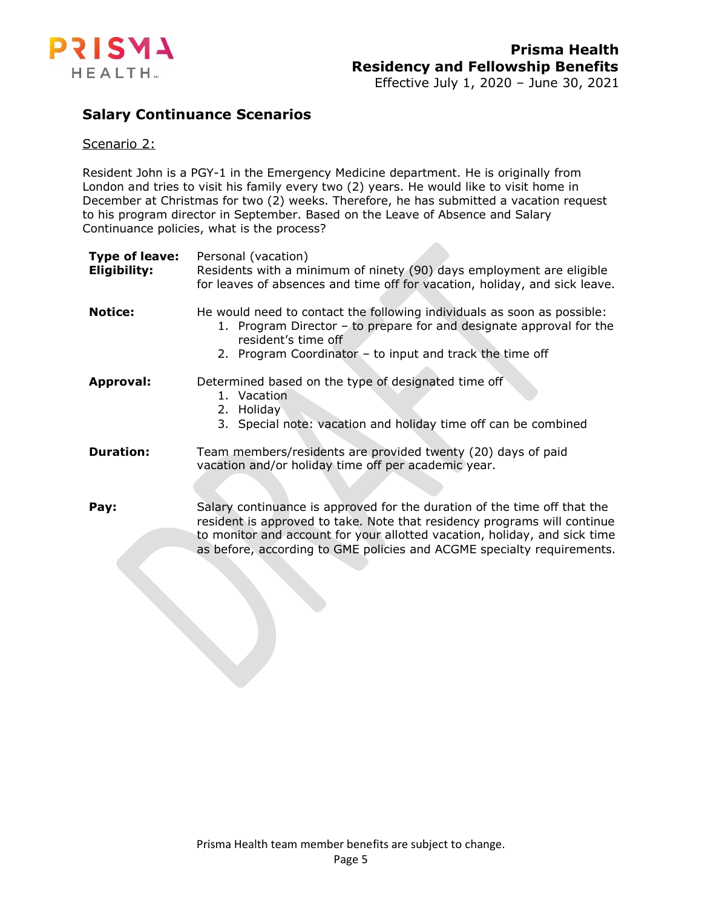## Salary Continuance Scenarios

Scenario 2:

Resident John is a PGY-1 in the Emergency Medicine department. He is originally from London and tries to visit his family every two (2) years. He would like to visit home in December at Christmas for two (2) weeks. Therefore, he has submitted a vacation request to his program director in September. Based on the Leave of Absence and Salary Continuance policies, what is the process?

**Type of leave:** Personal (vacation)

**Eligibility:** Residents with a minimum of ninety (90) days employment are eligible for leaves of absences and time off for vacation, holiday, and sick leave.

**Notice:** He would need to contact the following individuals as soon as possible:

1. Program Director – to prepare for and designate approval for the resident's time off
2. Program Coordinator – to input and track the time off

**Approval:** Determined based on the type of designated time off

1. Vacation
2. Holiday
3. Special note: vacation and holiday time off can be combined

**Duration:** Team members/residents are provided twenty (20) days of paid vacation and/or holiday time off per academic year.

**Pay:** Salary continuance is approved for the duration of the time off that the resident is approved to take. Note that residency programs will continue to monitor and account for your allotted vacation, holiday, and sick time as before, according to GME policies and ACGME specialty requirements.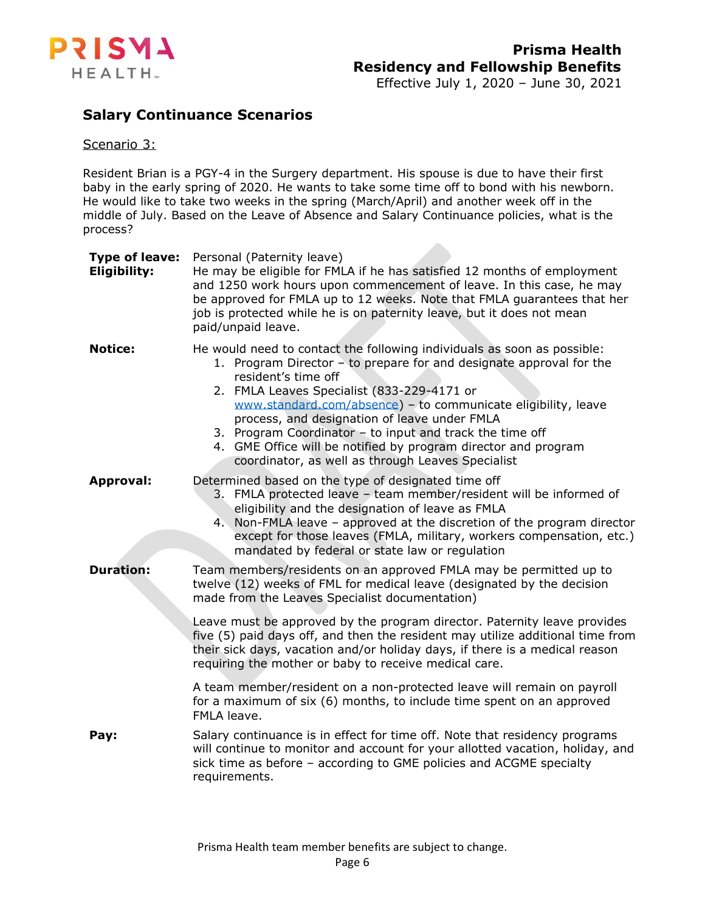**Prisma Health**
**Residency and Fellowship Benefits**
Effective July 1, 2020 – June 30, 2021

## Salary Continuance Scenarios

Scenario 3:

Resident Brian is a PGY-4 in the Surgery department. His spouse is due to have their first baby in the early spring of 2020. He wants to take some time off to bond with his newborn. He would like to take two weeks in the spring (March/April) and another week off in the middle of July. Based on the Leave of Absence and Salary Continuance policies, what is the process?

**Type of leave:** Personal (Paternity leave)

**Eligibility:** He may be eligible for FMLA if he has satisfied 12 months of employment and 1250 work hours upon commencement of leave. In this case, he may be approved for FMLA up to 12 weeks. Note that FMLA guarantees that her job is protected while he is on paternity leave, but it does not mean paid/unpaid leave.

**Notice:** He would need to contact the following individuals as soon as possible:

1. Program Director – to prepare for and designate approval for the resident's time off
2. FMLA Leaves Specialist (833-229-4171 or www.standard.com/absence) – to communicate eligibility, leave process, and designation of leave under FMLA
3. Program Coordinator – to input and track the time off
4. GME Office will be notified by program director and program coordinator, as well as through Leaves Specialist

**Approval:** Determined based on the type of designated time off

3. FMLA protected leave – team member/resident will be informed of eligibility and the designation of leave as FMLA
4. Non-FMLA leave – approved at the discretion of the program director except for those leaves (FMLA, military, workers compensation, etc.) mandated by federal or state law or regulation

**Duration:** Team members/residents on an approved FMLA may be permitted up to twelve (12) weeks of FML for medical leave (designated by the decision made from the Leaves Specialist documentation)

Leave must be approved by the program director. Paternity leave provides five (5) paid days off, and then the resident may utilize additional time from their sick days, vacation and/or holiday days, if there is a medical reason requiring the mother or baby to receive medical care.

A team member/resident on a non-protected leave will remain on payroll for a maximum of six (6) months, to include time spent on an approved FMLA leave.

**Pay:** Salary continuance is in effect for time off. Note that residency programs will continue to monitor and account for your allotted vacation, holiday, and sick time as before – according to GME policies and ACGME specialty requirements.

Prisma Health team member benefits are subject to change.